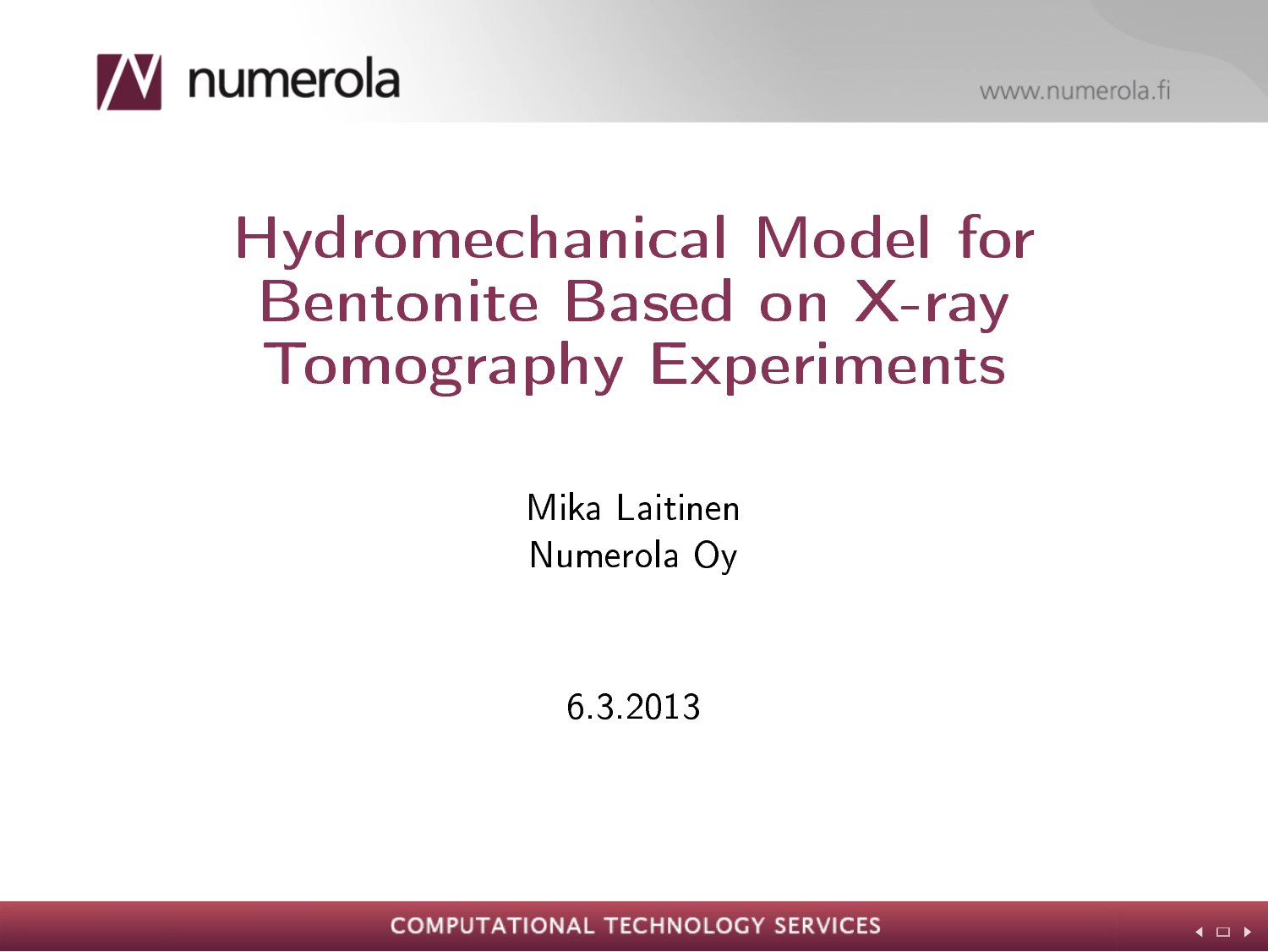# Hydromechanical Model for Bentonite Based on X-ray Tomography Experiments

Mika Laitinen
Numerola Oy

6.3.2013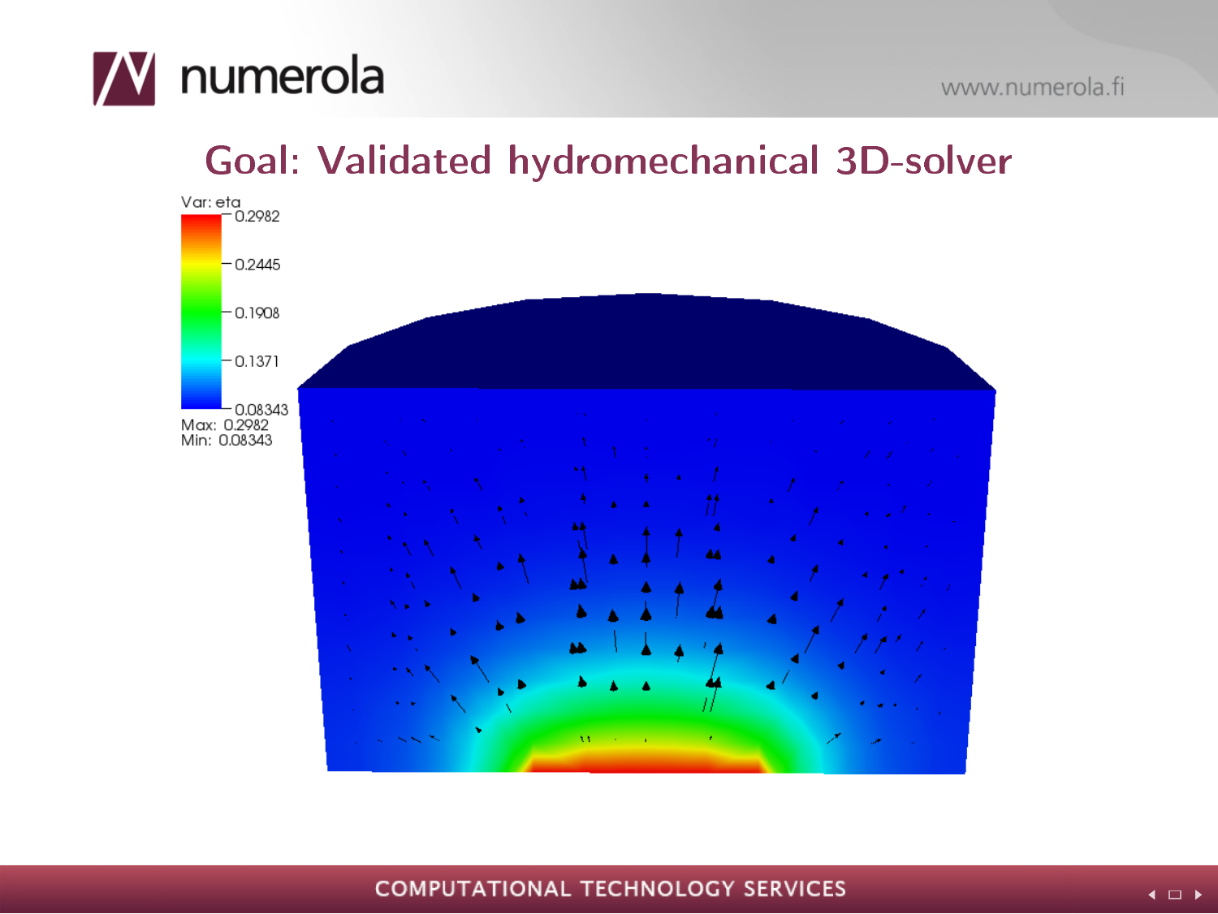# Goal: Validated hydromechanical 3D-solver

Var: eta
0.2982
0.2445
0.1908
0.1371
0.08343
Max: 0.2982
Min: 0.08343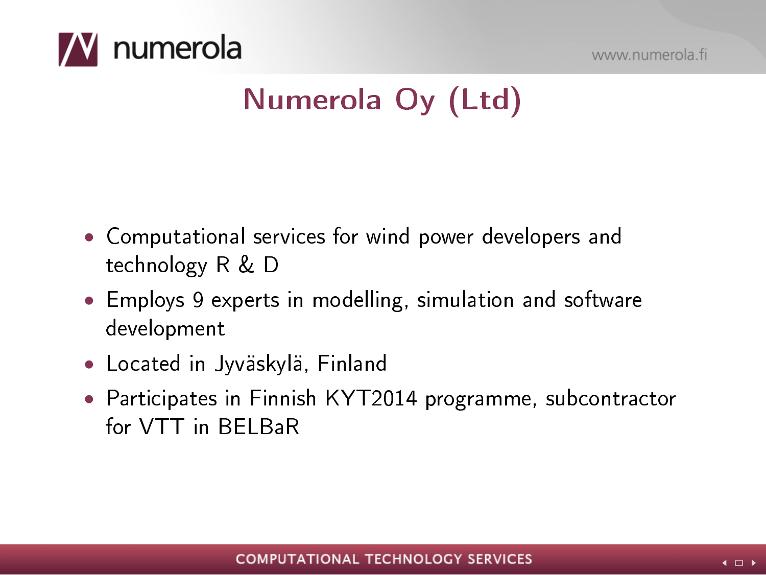# Numerola Oy (Ltd)

- Computational services for wind power developers and technology R & D
- Employs 9 experts in modelling, simulation and software development
- Located in Jyväskylä, Finland
- Participates in Finnish KYT2014 programme, subcontractor for VTT in BELBaR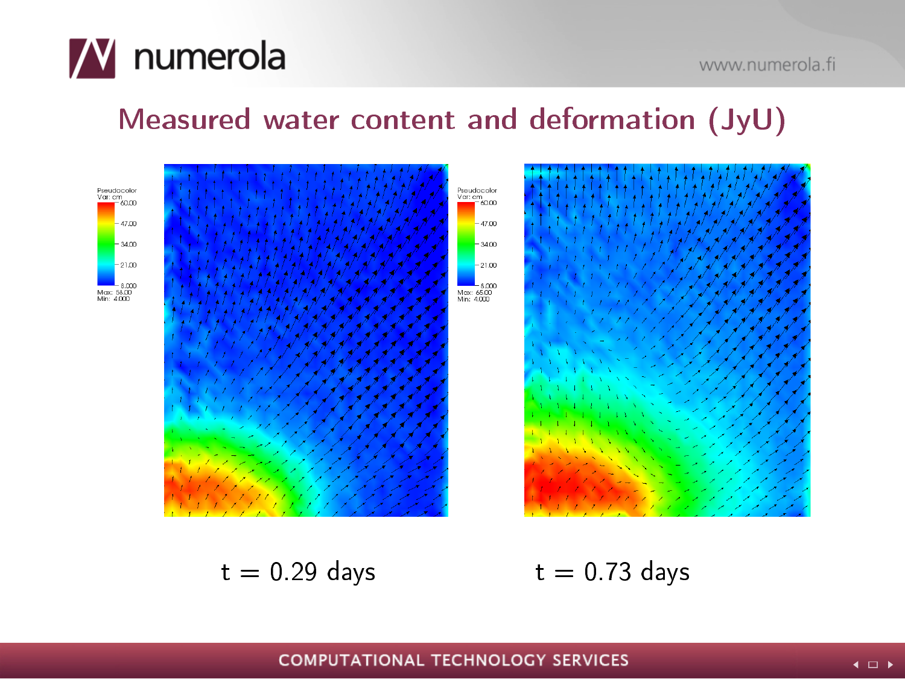## Measured water content and deformation (JyU)

Pseudocolor
Var: cm

60.00
47.00
34.00
21.00
8.000

Max: 58.00
Min: 4.000

Pseudocolor
Var: cm

60.00
47.00
34.00
21.00
8.000

Max: 65.00
Min: 4.000

t = 0.29 days

t = 0.73 days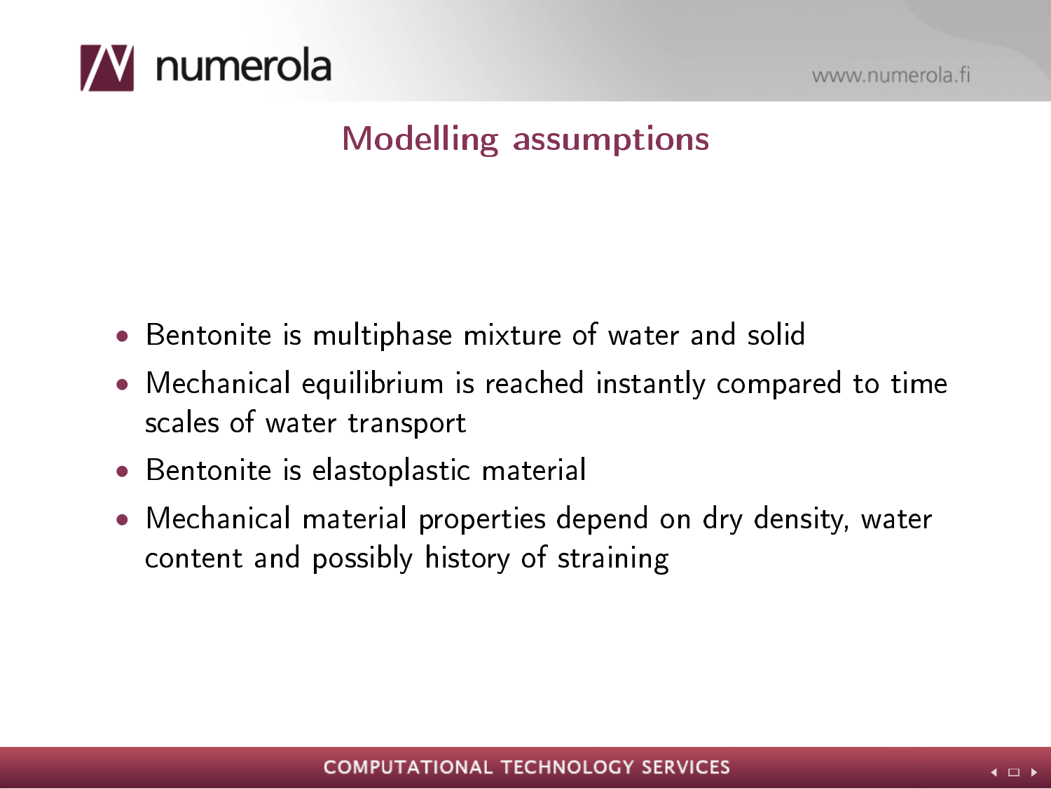# Modelling assumptions

- Bentonite is multiphase mixture of water and solid
- Mechanical equilibrium is reached instantly compared to time scales of water transport
- Bentonite is elastoplastic material
- Mechanical material properties depend on dry density, water content and possibly history of straining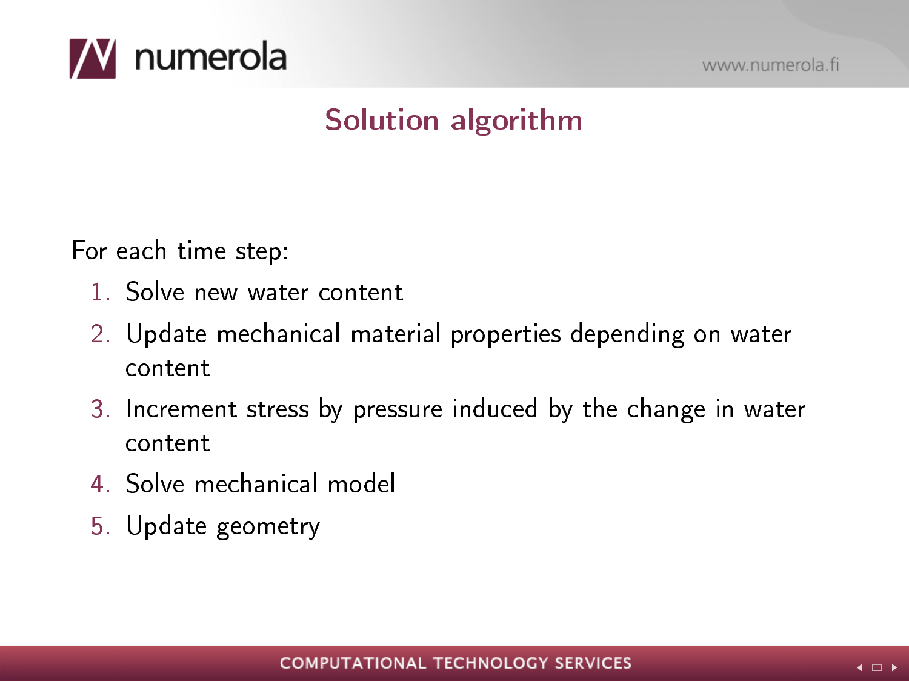# Solution algorithm

For each time step:

1. Solve new water content
2. Update mechanical material properties depending on water content
3. Increment stress by pressure induced by the change in water content
4. Solve mechanical model
5. Update geometry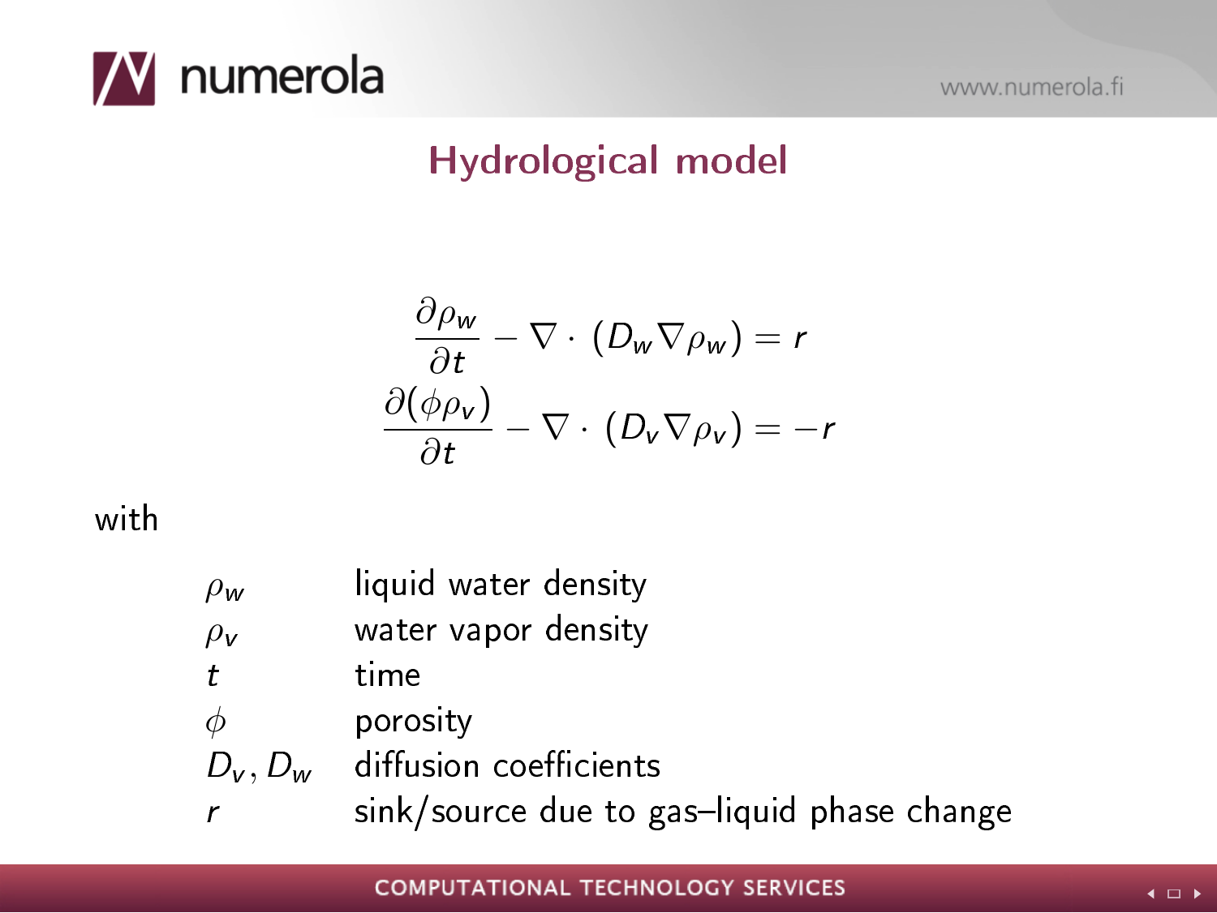# Hydrological model

$$
\begin{aligned}
\frac{\partial \rho_w}{\partial t} - \nabla \cdot (D_w \nabla \rho_w) &= r \\
\frac{\partial (\phi \rho_v)}{\partial t} - \nabla \cdot (D_v \nabla \rho_v) &= -r
\end{aligned}
$$

with

| | |
|---|---|
| $\rho_w$ | liquid water density |
| $\rho_v$ | water vapor density |
| $t$ | time |
| $\phi$ | porosity |
| $D_v, D_w$ | diffusion coefficients |
| $r$ | sink/source due to gas–liquid phase change |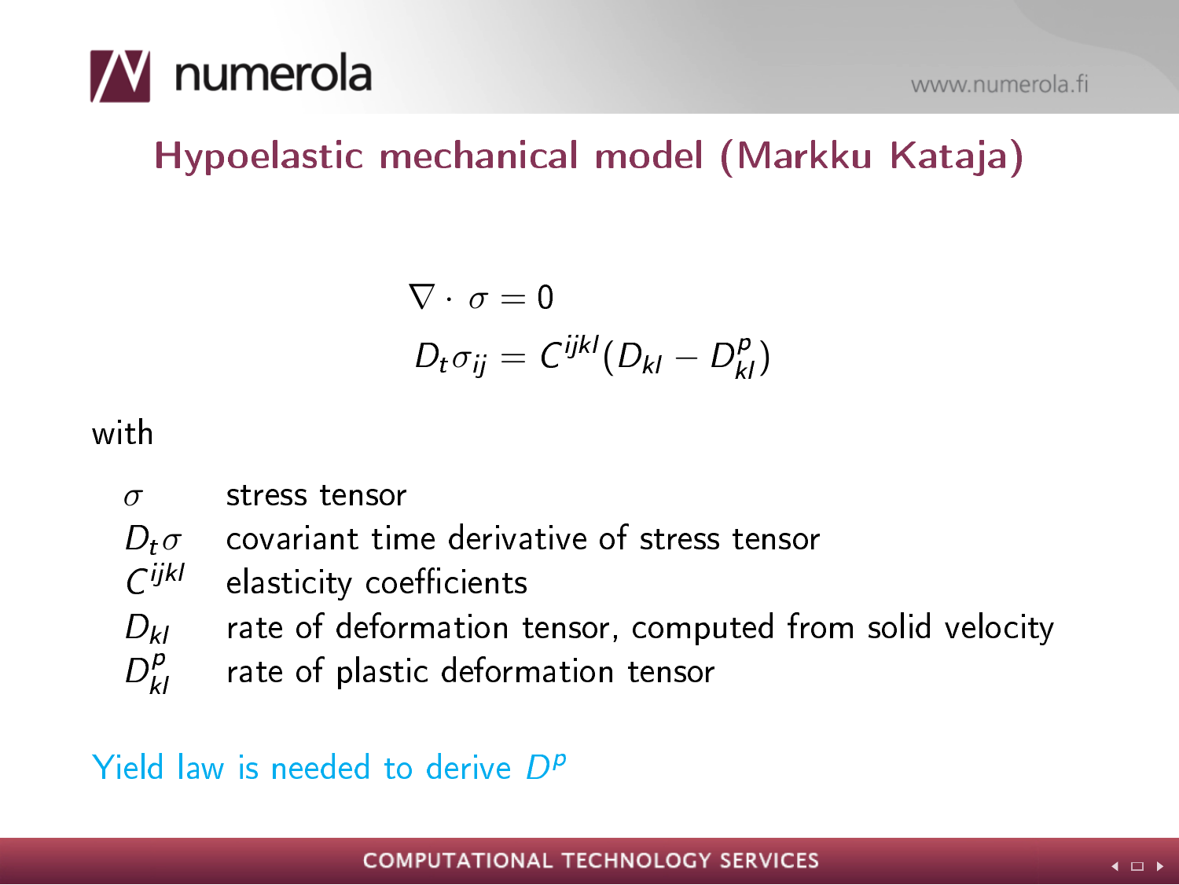## Hypoelastic mechanical model (Markku Kataja)

$$\nabla \cdot \sigma = 0$$

$$D_t \sigma_{ij} = C^{ijkl}(D_{kl} - D^p_{kl})$$

with

| | |
|---|---|
| $\sigma$ | stress tensor |
| $D_t \sigma$ | covariant time derivative of stress tensor |
| $C^{ijkl}$ | elasticity coefficients |
| $D_{kl}$ | rate of deformation tensor, computed from solid velocity |
| $D^p_{kl}$ | rate of plastic deformation tensor |

Yield law is needed to derive $D^p$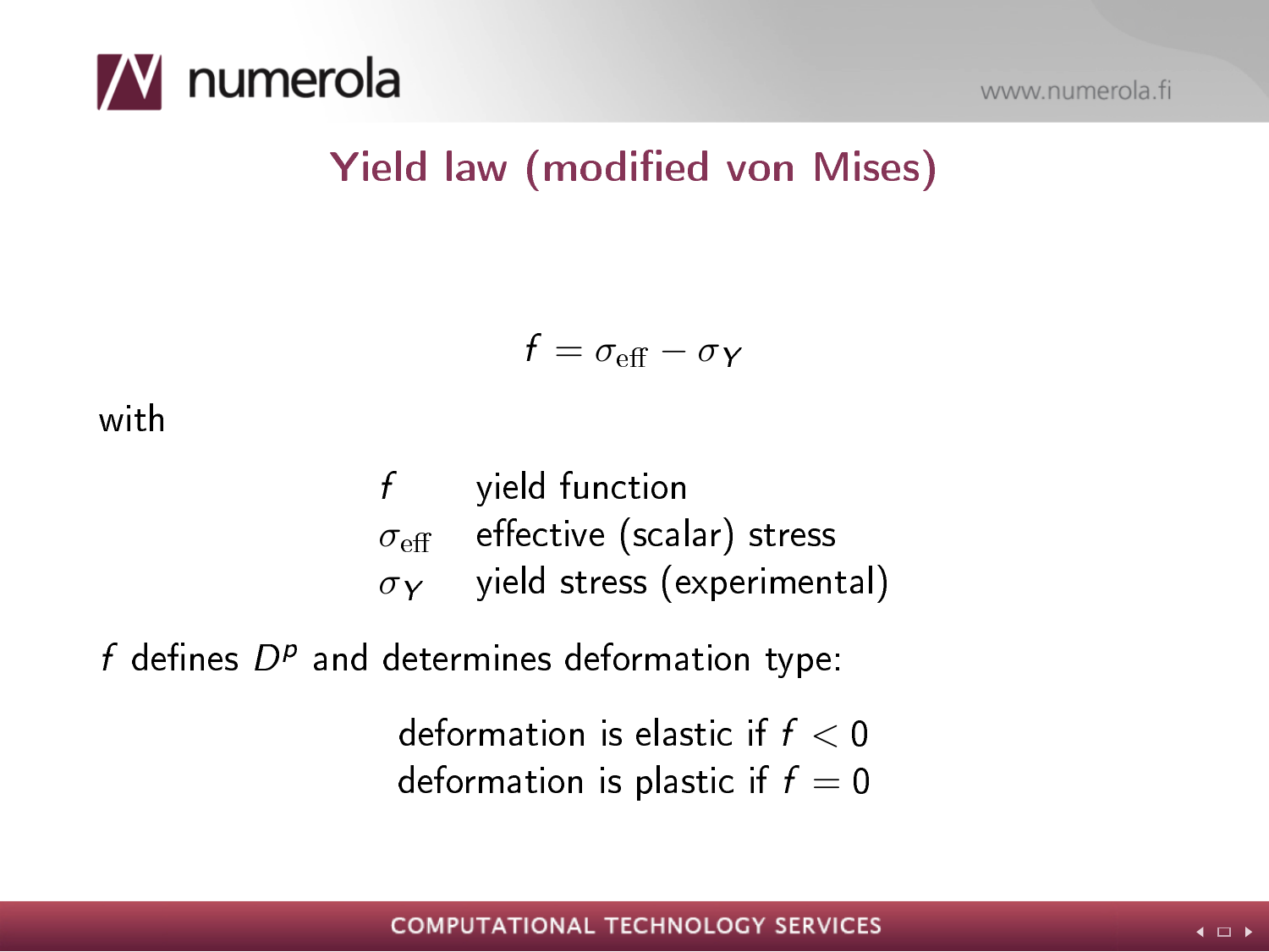# Yield law (modified von Mises)

$$f = \sigma_{\text{eff}} - \sigma_Y$$

with

| | |
|---|---|
| $f$ | yield function |
| $\sigma_{\text{eff}}$ | effective (scalar) stress |
| $\sigma_Y$ | yield stress (experimental) |

$f$ defines $D^p$ and determines deformation type:

deformation is elastic if $f < 0$
deformation is plastic if $f = 0$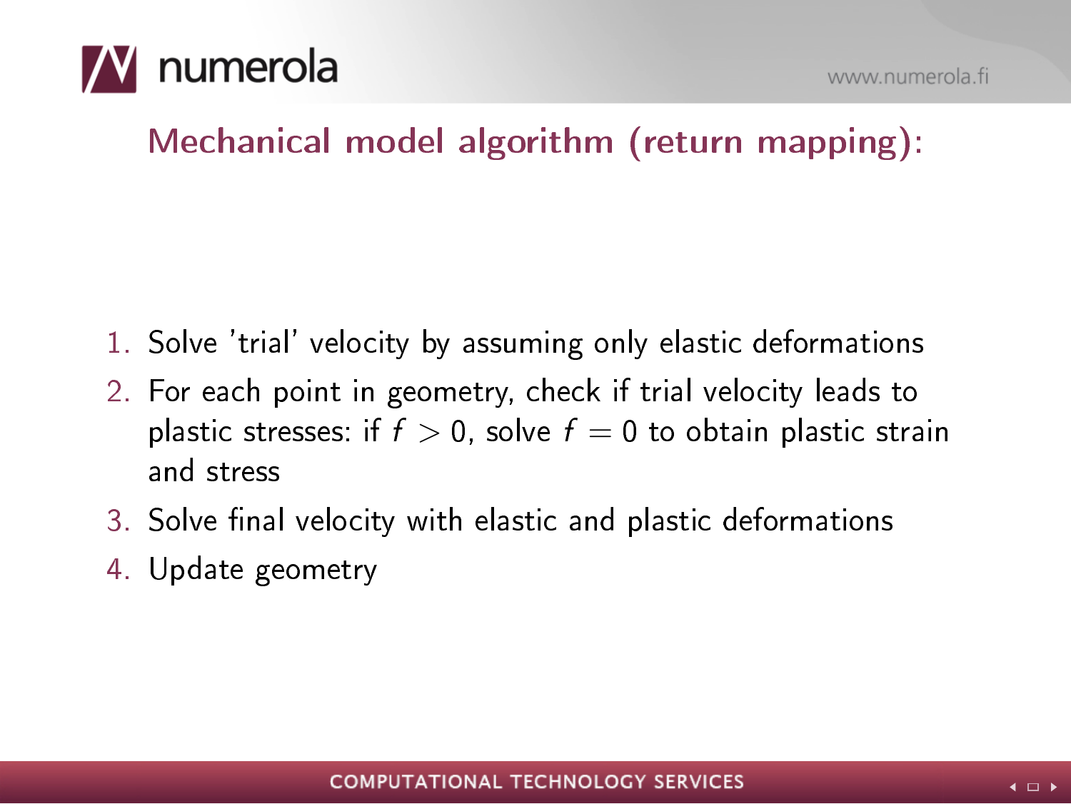## Mechanical model algorithm (return mapping):

1. Solve 'trial' velocity by assuming only elastic deformations
2. For each point in geometry, check if trial velocity leads to plastic stresses: if $f > 0$, solve $f = 0$ to obtain plastic strain and stress
3. Solve final velocity with elastic and plastic deformations
4. Update geometry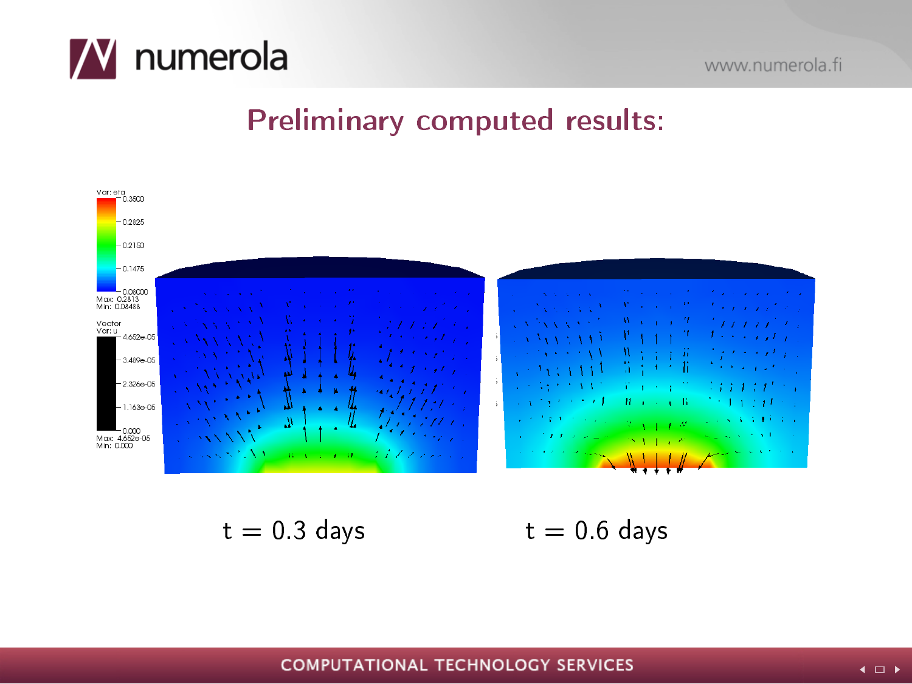## Preliminary computed results:

Var: eta
0.3500
0.2825
0.2150
0.1475
0.08000
Max: 0.2813
Min: 0.08488

Vector
Var: u
4.652e-05
3.489e-05
2.326e-05
1.163e-05
0.000
Max: 4.652e-05
Min: 0.000

t = 0.3 days

t = 0.6 days